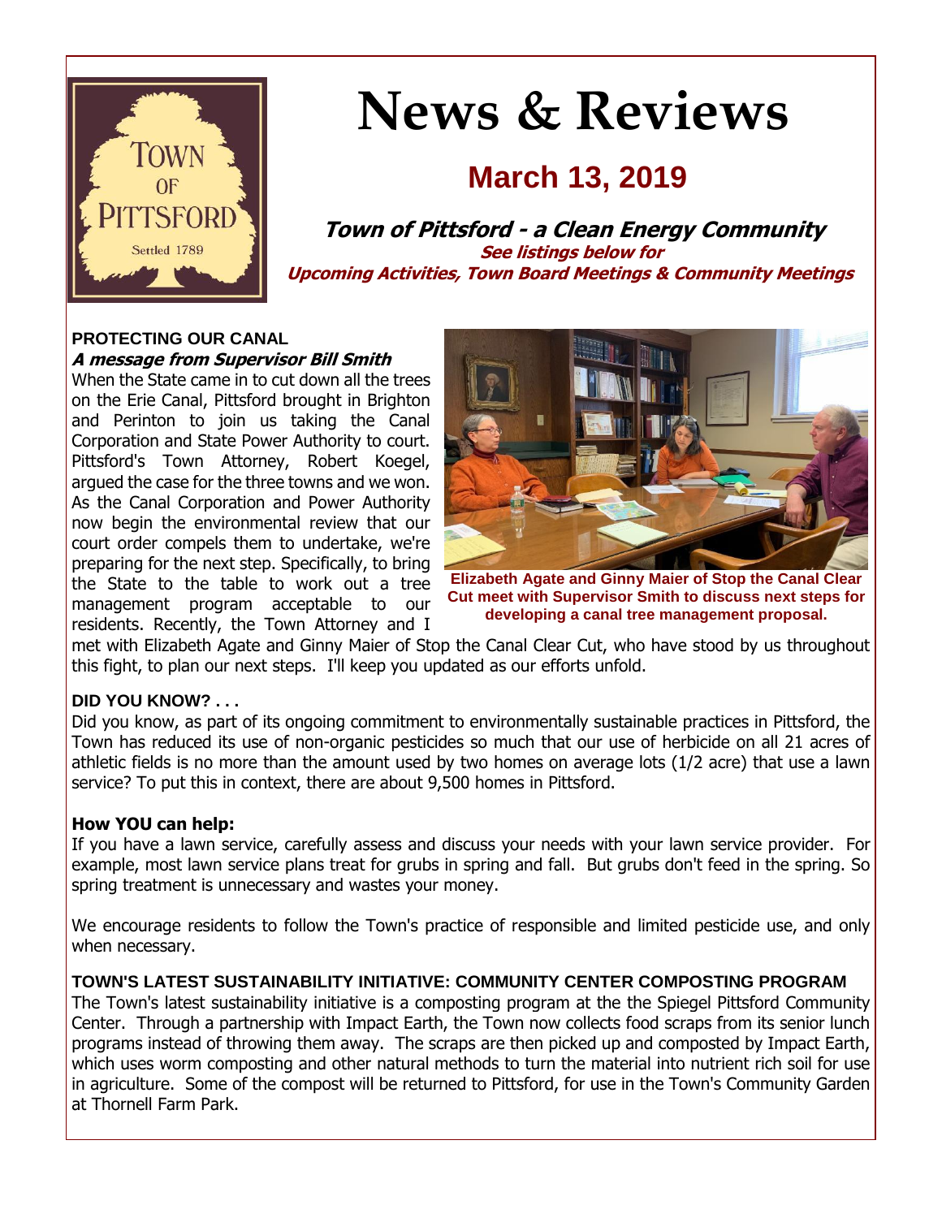# News & Reviews

## March 13, 2019

**Town of Pittsford - a Clean Energy Community**

**See listings below for**
**Upcoming Activities, Town Board Meetings & Community Meetings**

### PROTECTING OUR CANAL

***A message from Supervisor Bill Smith***

When the State came in to cut down all the trees on the Erie Canal, Pittsford brought in Brighton and Perinton to join us taking the Canal Corporation and State Power Authority to court. Pittsford's Town Attorney, Robert Koegel, argued the case for the three towns and we won. As the Canal Corporation and Power Authority now begin the environmental review that our court order compels them to undertake, we're preparing for the next step. Specifically, to bring the State to the table to work out a tree management program acceptable to our residents. Recently, the Town Attorney and I met with Elizabeth Agate and Ginny Maier of Stop the Canal Clear Cut, who have stood by us throughout this fight, to plan our next steps. I'll keep you updated as our efforts unfold.

**Elizabeth Agate and Ginny Maier of Stop the Canal Clear Cut meet with Supervisor Smith to discuss next steps for developing a canal tree management proposal.**

### DID YOU KNOW? . . .

Did you know, as part of its ongoing commitment to environmentally sustainable practices in Pittsford, the Town has reduced its use of non-organic pesticides so much that our use of herbicide on all 21 acres of athletic fields is no more than the amount used by two homes on average lots (1/2 acre) that use a lawn service? To put this in context, there are about 9,500 homes in Pittsford.

### How YOU can help:

If you have a lawn service, carefully assess and discuss your needs with your lawn service provider. For example, most lawn service plans treat for grubs in spring and fall. But grubs don't feed in the spring. So spring treatment is unnecessary and wastes your money.

We encourage residents to follow the Town's practice of responsible and limited pesticide use, and only when necessary.

### TOWN'S LATEST SUSTAINABILITY INITIATIVE: COMMUNITY CENTER COMPOSTING PROGRAM

The Town's latest sustainability initiative is a composting program at the the Spiegel Pittsford Community Center. Through a partnership with Impact Earth, the Town now collects food scraps from its senior lunch programs instead of throwing them away. The scraps are then picked up and composted by Impact Earth, which uses worm composting and other natural methods to turn the material into nutrient rich soil for use in agriculture. Some of the compost will be returned to Pittsford, for use in the Town's Community Garden at Thornell Farm Park.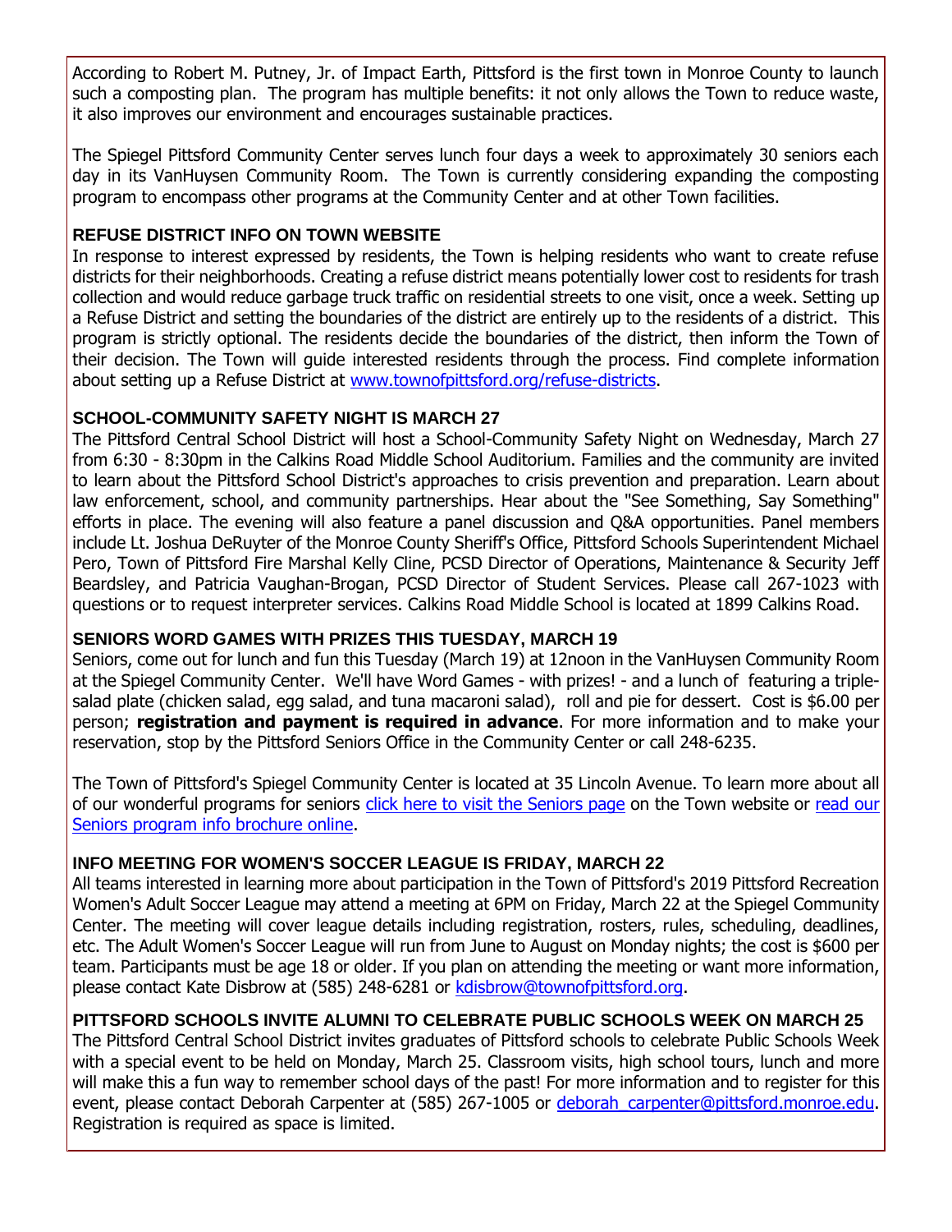According to Robert M. Putney, Jr. of Impact Earth, Pittsford is the first town in Monroe County to launch such a composting plan. The program has multiple benefits: it not only allows the Town to reduce waste, it also improves our environment and encourages sustainable practices.

The Spiegel Pittsford Community Center serves lunch four days a week to approximately 30 seniors each day in its VanHuysen Community Room. The Town is currently considering expanding the composting program to encompass other programs at the Community Center and at other Town facilities.

### REFUSE DISTRICT INFO ON TOWN WEBSITE

In response to interest expressed by residents, the Town is helping residents who want to create refuse districts for their neighborhoods. Creating a refuse district means potentially lower cost to residents for trash collection and would reduce garbage truck traffic on residential streets to one visit, once a week. Setting up a Refuse District and setting the boundaries of the district are entirely up to the residents of a district. This program is strictly optional. The residents decide the boundaries of the district, then inform the Town of their decision. The Town will guide interested residents through the process. Find complete information about setting up a Refuse District at www.townofpittsford.org/refuse-districts.

### SCHOOL-COMMUNITY SAFETY NIGHT IS MARCH 27

The Pittsford Central School District will host a School-Community Safety Night on Wednesday, March 27 from 6:30 - 8:30pm in the Calkins Road Middle School Auditorium. Families and the community are invited to learn about the Pittsford School District's approaches to crisis prevention and preparation. Learn about law enforcement, school, and community partnerships. Hear about the "See Something, Say Something" efforts in place. The evening will also feature a panel discussion and Q&A opportunities. Panel members include Lt. Joshua DeRuyter of the Monroe County Sheriff's Office, Pittsford Schools Superintendent Michael Pero, Town of Pittsford Fire Marshal Kelly Cline, PCSD Director of Operations, Maintenance & Security Jeff Beardsley, and Patricia Vaughan-Brogan, PCSD Director of Student Services. Please call 267-1023 with questions or to request interpreter services. Calkins Road Middle School is located at 1899 Calkins Road.

### SENIORS WORD GAMES WITH PRIZES THIS TUESDAY, MARCH 19

Seniors, come out for lunch and fun this Tuesday (March 19) at 12noon in the VanHuysen Community Room at the Spiegel Community Center. We'll have Word Games - with prizes! - and a lunch of featuring a triple-salad plate (chicken salad, egg salad, and tuna macaroni salad), roll and pie for dessert. Cost is $6.00 per person; **registration and payment is required in advance**. For more information and to make your reservation, stop by the Pittsford Seniors Office in the Community Center or call 248-6235.

The Town of Pittsford's Spiegel Community Center is located at 35 Lincoln Avenue. To learn more about all of our wonderful programs for seniors click here to visit the Seniors page on the Town website or read our Seniors program info brochure online.

### INFO MEETING FOR WOMEN'S SOCCER LEAGUE IS FRIDAY, MARCH 22

All teams interested in learning more about participation in the Town of Pittsford's 2019 Pittsford Recreation Women's Adult Soccer League may attend a meeting at 6PM on Friday, March 22 at the Spiegel Community Center. The meeting will cover league details including registration, rosters, rules, scheduling, deadlines, etc. The Adult Women's Soccer League will run from June to August on Monday nights; the cost is $600 per team. Participants must be age 18 or older. If you plan on attending the meeting or want more information, please contact Kate Disbrow at (585) 248-6281 or kdisbrow@townofpittsford.org.

### PITTSFORD SCHOOLS INVITE ALUMNI TO CELEBRATE PUBLIC SCHOOLS WEEK ON MARCH 25

The Pittsford Central School District invites graduates of Pittsford schools to celebrate Public Schools Week with a special event to be held on Monday, March 25. Classroom visits, high school tours, lunch and more will make this a fun way to remember school days of the past! For more information and to register for this event, please contact Deborah Carpenter at (585) 267-1005 or deborah_carpenter@pittsford.monroe.edu. Registration is required as space is limited.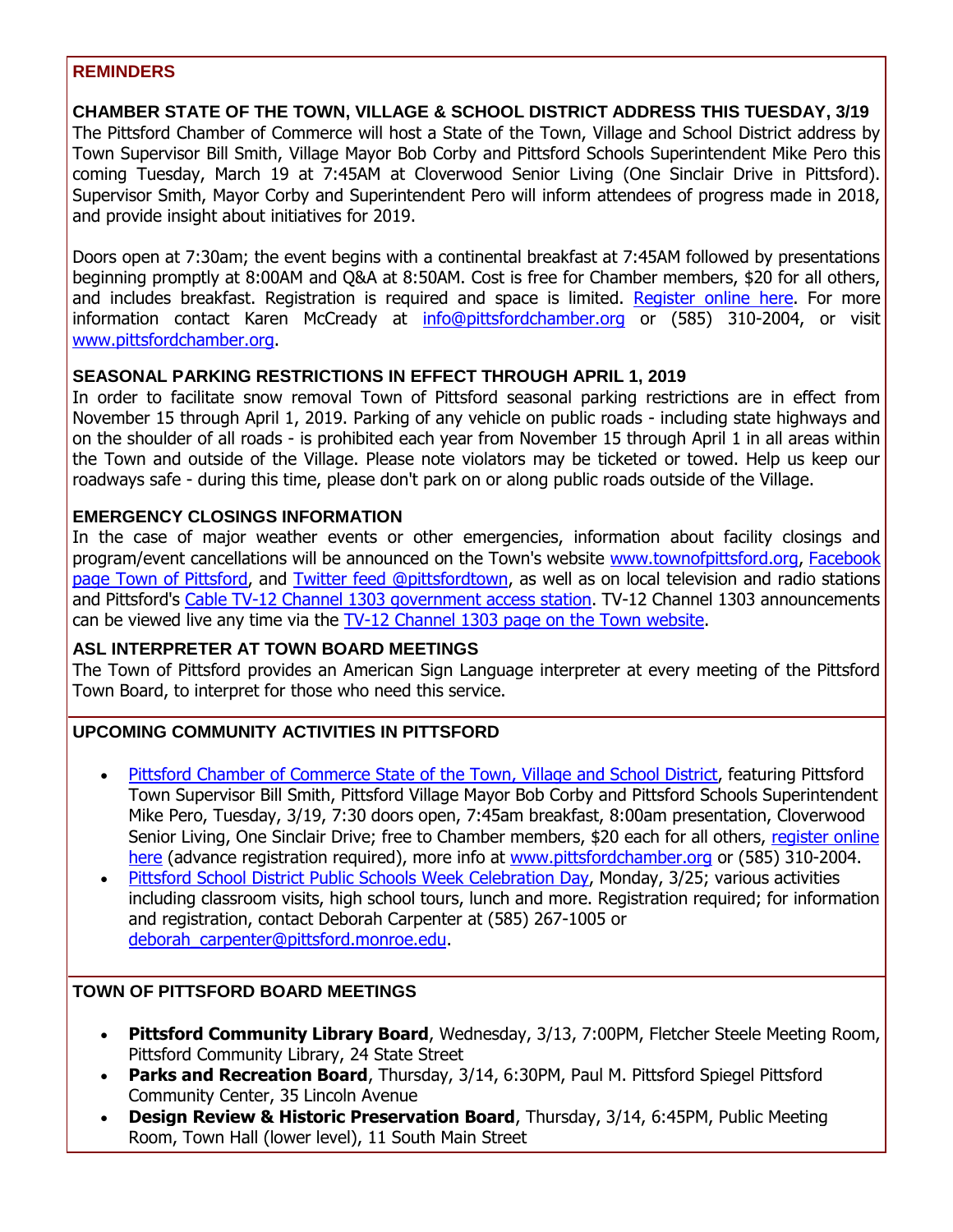## REMINDERS

### CHAMBER STATE OF THE TOWN, VILLAGE & SCHOOL DISTRICT ADDRESS THIS TUESDAY, 3/19

The Pittsford Chamber of Commerce will host a State of the Town, Village and School District address by Town Supervisor Bill Smith, Village Mayor Bob Corby and Pittsford Schools Superintendent Mike Pero this coming Tuesday, March 19 at 7:45AM at Cloverwood Senior Living (One Sinclair Drive in Pittsford). Supervisor Smith, Mayor Corby and Superintendent Pero will inform attendees of progress made in 2018, and provide insight about initiatives for 2019.

Doors open at 7:30am; the event begins with a continental breakfast at 7:45AM followed by presentations beginning promptly at 8:00AM and Q&A at 8:50AM. Cost is free for Chamber members, $20 for all others, and includes breakfast. Registration is required and space is limited. Register online here. For more information contact Karen McCready at info@pittsfordchamber.org or (585) 310-2004, or visit www.pittsfordchamber.org.

### SEASONAL PARKING RESTRICTIONS IN EFFECT THROUGH APRIL 1, 2019

In order to facilitate snow removal Town of Pittsford seasonal parking restrictions are in effect from November 15 through April 1, 2019. Parking of any vehicle on public roads - including state highways and on the shoulder of all roads - is prohibited each year from November 15 through April 1 in all areas within the Town and outside of the Village. Please note violators may be ticketed or towed. Help us keep our roadways safe - during this time, please don't park on or along public roads outside of the Village.

### EMERGENCY CLOSINGS INFORMATION

In the case of major weather events or other emergencies, information about facility closings and program/event cancellations will be announced on the Town's website www.townofpittsford.org, Facebook page Town of Pittsford, and Twitter feed @pittsfordtown, as well as on local television and radio stations and Pittsford's Cable TV-12 Channel 1303 government access station. TV-12 Channel 1303 announcements can be viewed live any time via the TV-12 Channel 1303 page on the Town website.

### ASL INTERPRETER AT TOWN BOARD MEETINGS

The Town of Pittsford provides an American Sign Language interpreter at every meeting of the Pittsford Town Board, to interpret for those who need this service.

## UPCOMING COMMUNITY ACTIVITIES IN PITTSFORD

- Pittsford Chamber of Commerce State of the Town, Village and School District, featuring Pittsford Town Supervisor Bill Smith, Pittsford Village Mayor Bob Corby and Pittsford Schools Superintendent Mike Pero, Tuesday, 3/19, 7:30 doors open, 7:45am breakfast, 8:00am presentation, Cloverwood Senior Living, One Sinclair Drive; free to Chamber members, $20 each for all others, register online here (advance registration required), more info at www.pittsfordchamber.org or (585) 310-2004.
- Pittsford School District Public Schools Week Celebration Day, Monday, 3/25; various activities including classroom visits, high school tours, lunch and more. Registration required; for information and registration, contact Deborah Carpenter at (585) 267-1005 or deborah_carpenter@pittsford.monroe.edu.

## TOWN OF PITTSFORD BOARD MEETINGS

- **Pittsford Community Library Board**, Wednesday, 3/13, 7:00PM, Fletcher Steele Meeting Room, Pittsford Community Library, 24 State Street
- **Parks and Recreation Board**, Thursday, 3/14, 6:30PM, Paul M. Pittsford Spiegel Pittsford Community Center, 35 Lincoln Avenue
- **Design Review & Historic Preservation Board**, Thursday, 3/14, 6:45PM, Public Meeting Room, Town Hall (lower level), 11 South Main Street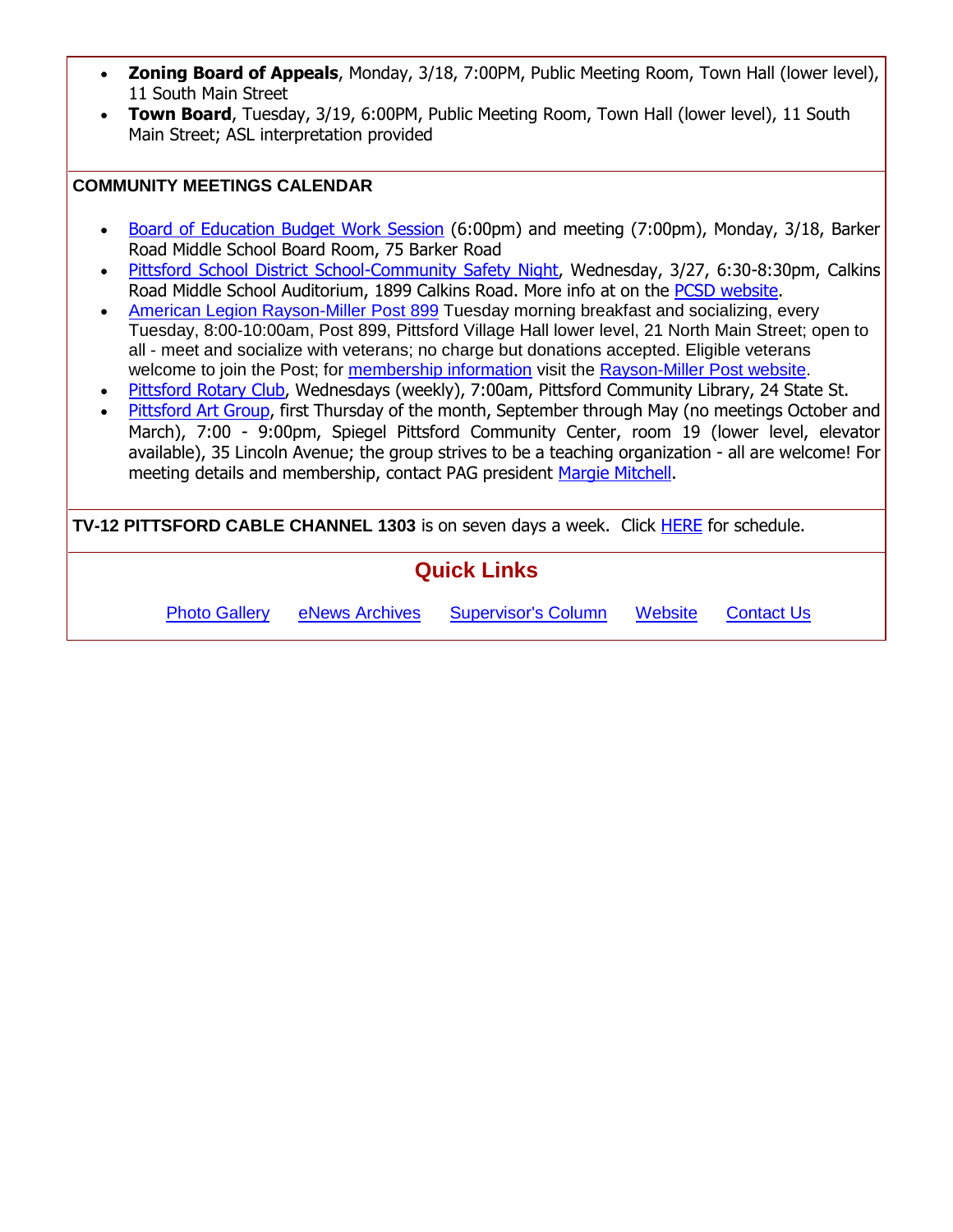- **Zoning Board of Appeals**, Monday, 3/18, 7:00PM, Public Meeting Room, Town Hall (lower level), 11 South Main Street
- **Town Board**, Tuesday, 3/19, 6:00PM, Public Meeting Room, Town Hall (lower level), 11 South Main Street; ASL interpretation provided

**COMMUNITY MEETINGS CALENDAR**

- Board of Education Budget Work Session (6:00pm) and meeting (7:00pm), Monday, 3/18, Barker Road Middle School Board Room, 75 Barker Road
- Pittsford School District School-Community Safety Night, Wednesday, 3/27, 6:30-8:30pm, Calkins Road Middle School Auditorium, 1899 Calkins Road. More info at on the PCSD website.
- American Legion Rayson-Miller Post 899 Tuesday morning breakfast and socializing, every Tuesday, 8:00-10:00am, Post 899, Pittsford Village Hall lower level, 21 North Main Street; open to all - meet and socialize with veterans; no charge but donations accepted. Eligible veterans welcome to join the Post; for membership information visit the Rayson-Miller Post website.
- Pittsford Rotary Club, Wednesdays (weekly), 7:00am, Pittsford Community Library, 24 State St.
- Pittsford Art Group, first Thursday of the month, September through May (no meetings October and March), 7:00 - 9:00pm, Spiegel Pittsford Community Center, room 19 (lower level, elevator available), 35 Lincoln Avenue; the group strives to be a teaching organization - all are welcome! For meeting details and membership, contact PAG president Margie Mitchell.

**TV-12 PITTSFORD CABLE CHANNEL 1303** is on seven days a week. Click HERE for schedule.

## Quick Links

Photo Gallery   eNews Archives   Supervisor's Column   Website   Contact Us